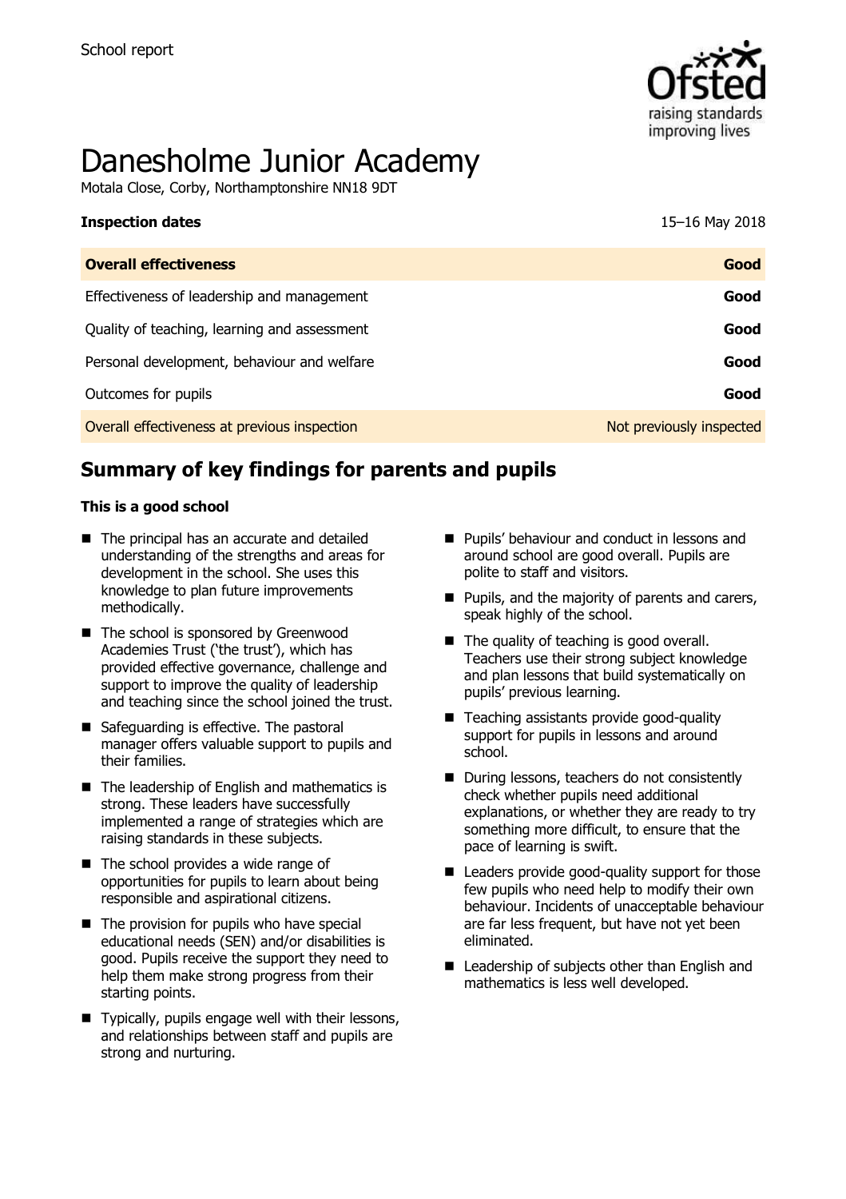School report

# Danesholme Junior Academy

Motala Close, Corby, Northamptonshire NN18 9DT

**Inspection dates** 15–16 May 2018

| **Overall effectiveness** | **Good** |
|---|---|
| Effectiveness of leadership and management | **Good** |
| Quality of teaching, learning and assessment | **Good** |
| Personal development, behaviour and welfare | **Good** |
| Outcomes for pupils | **Good** |
| Overall effectiveness at previous inspection | Not previously inspected |

## Summary of key findings for parents and pupils

**This is a good school**

- The principal has an accurate and detailed understanding of the strengths and areas for development in the school. She uses this knowledge to plan future improvements methodically.
- The school is sponsored by Greenwood Academies Trust ('the trust'), which has provided effective governance, challenge and support to improve the quality of leadership and teaching since the school joined the trust.
- Safeguarding is effective. The pastoral manager offers valuable support to pupils and their families.
- The leadership of English and mathematics is strong. These leaders have successfully implemented a range of strategies which are raising standards in these subjects.
- The school provides a wide range of opportunities for pupils to learn about being responsible and aspirational citizens.
- The provision for pupils who have special educational needs (SEN) and/or disabilities is good. Pupils receive the support they need to help them make strong progress from their starting points.
- Typically, pupils engage well with their lessons, and relationships between staff and pupils are strong and nurturing.
- Pupils' behaviour and conduct in lessons and around school are good overall. Pupils are polite to staff and visitors.
- Pupils, and the majority of parents and carers, speak highly of the school.
- The quality of teaching is good overall. Teachers use their strong subject knowledge and plan lessons that build systematically on pupils' previous learning.
- Teaching assistants provide good-quality support for pupils in lessons and around school.
- During lessons, teachers do not consistently check whether pupils need additional explanations, or whether they are ready to try something more difficult, to ensure that the pace of learning is swift.
- Leaders provide good-quality support for those few pupils who need help to modify their own behaviour. Incidents of unacceptable behaviour are far less frequent, but have not yet been eliminated.
- Leadership of subjects other than English and mathematics is less well developed.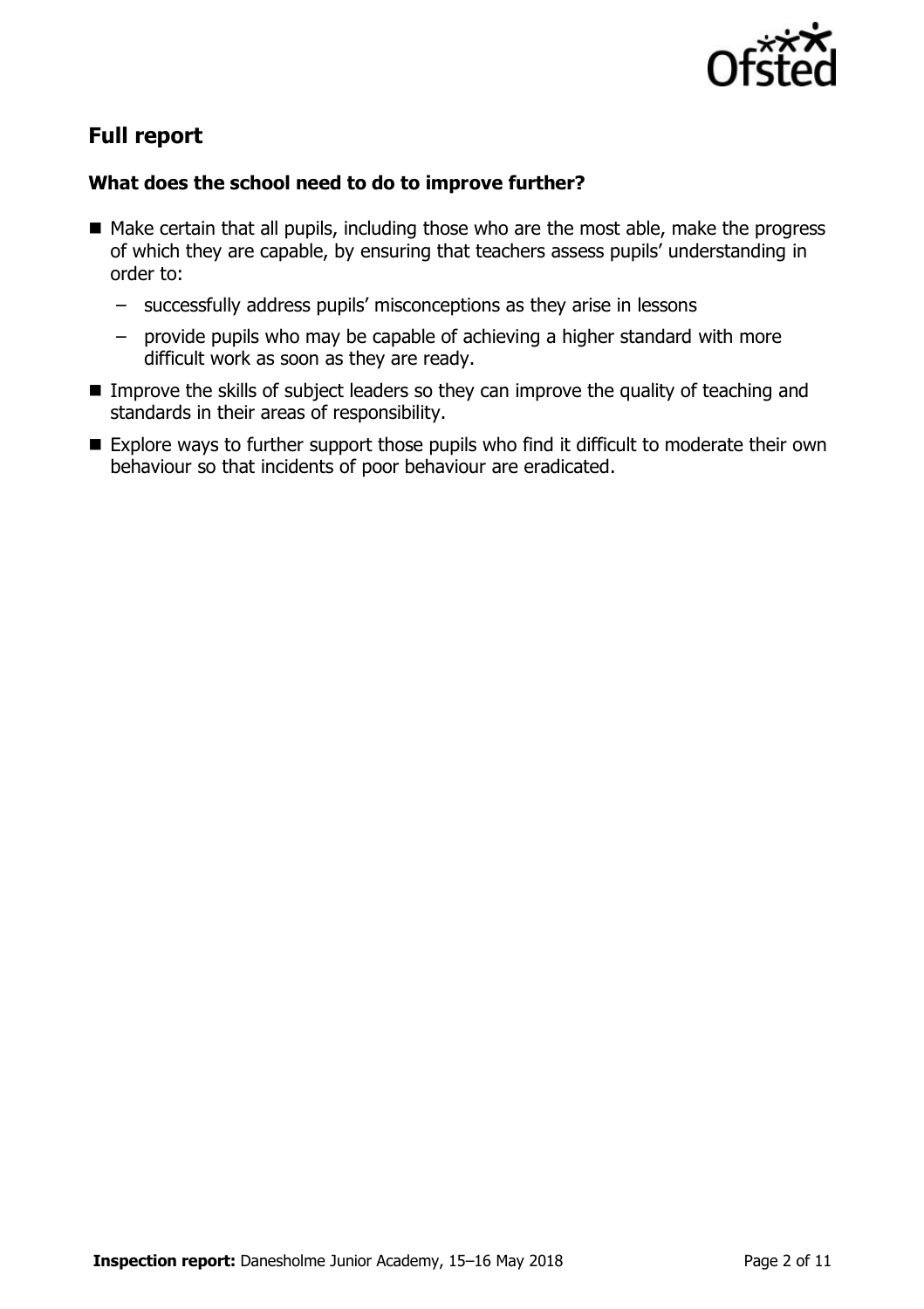## Full report

### What does the school need to do to improve further?

- Make certain that all pupils, including those who are the most able, make the progress of which they are capable, by ensuring that teachers assess pupils' understanding in order to:
  - successfully address pupils' misconceptions as they arise in lessons
  - provide pupils who may be capable of achieving a higher standard with more difficult work as soon as they are ready.
- Improve the skills of subject leaders so they can improve the quality of teaching and standards in their areas of responsibility.
- Explore ways to further support those pupils who find it difficult to moderate their own behaviour so that incidents of poor behaviour are eradicated.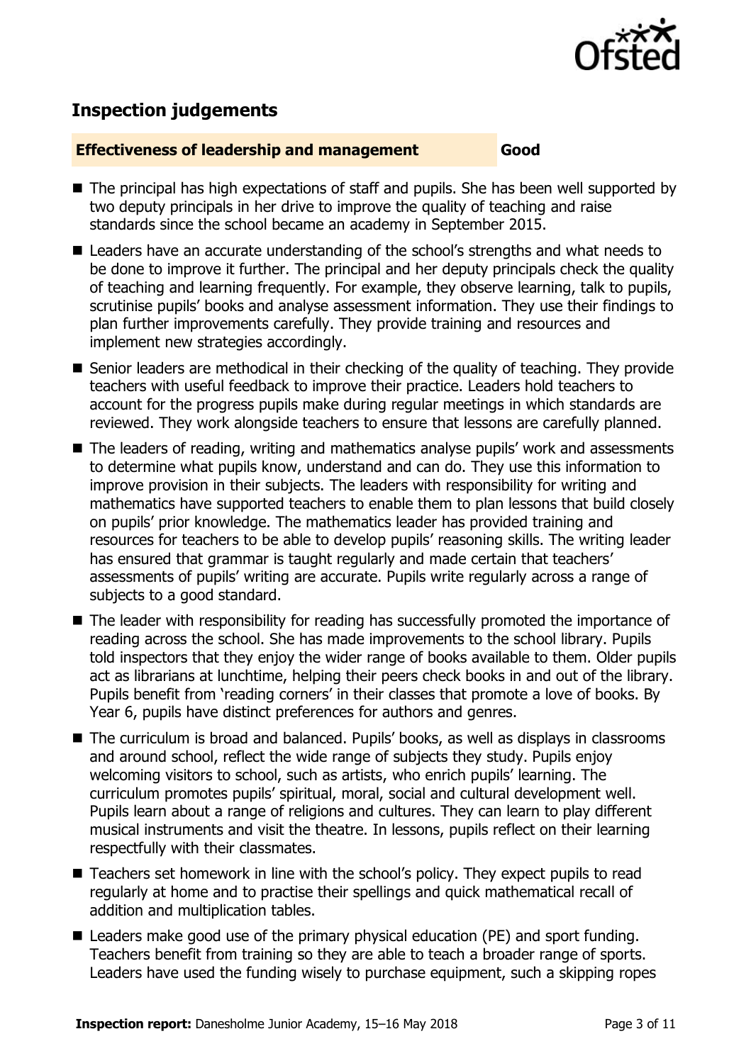## Inspection judgements

| Effectiveness of leadership and management | Good |
| --- | --- |

- The principal has high expectations of staff and pupils. She has been well supported by two deputy principals in her drive to improve the quality of teaching and raise standards since the school became an academy in September 2015.
- Leaders have an accurate understanding of the school's strengths and what needs to be done to improve it further. The principal and her deputy principals check the quality of teaching and learning frequently. For example, they observe learning, talk to pupils, scrutinise pupils' books and analyse assessment information. They use their findings to plan further improvements carefully. They provide training and resources and implement new strategies accordingly.
- Senior leaders are methodical in their checking of the quality of teaching. They provide teachers with useful feedback to improve their practice. Leaders hold teachers to account for the progress pupils make during regular meetings in which standards are reviewed. They work alongside teachers to ensure that lessons are carefully planned.
- The leaders of reading, writing and mathematics analyse pupils' work and assessments to determine what pupils know, understand and can do. They use this information to improve provision in their subjects. The leaders with responsibility for writing and mathematics have supported teachers to enable them to plan lessons that build closely on pupils' prior knowledge. The mathematics leader has provided training and resources for teachers to be able to develop pupils' reasoning skills. The writing leader has ensured that grammar is taught regularly and made certain that teachers' assessments of pupils' writing are accurate. Pupils write regularly across a range of subjects to a good standard.
- The leader with responsibility for reading has successfully promoted the importance of reading across the school. She has made improvements to the school library. Pupils told inspectors that they enjoy the wider range of books available to them. Older pupils act as librarians at lunchtime, helping their peers check books in and out of the library. Pupils benefit from 'reading corners' in their classes that promote a love of books. By Year 6, pupils have distinct preferences for authors and genres.
- The curriculum is broad and balanced. Pupils' books, as well as displays in classrooms and around school, reflect the wide range of subjects they study. Pupils enjoy welcoming visitors to school, such as artists, who enrich pupils' learning. The curriculum promotes pupils' spiritual, moral, social and cultural development well. Pupils learn about a range of religions and cultures. They can learn to play different musical instruments and visit the theatre. In lessons, pupils reflect on their learning respectfully with their classmates.
- Teachers set homework in line with the school's policy. They expect pupils to read regularly at home and to practise their spellings and quick mathematical recall of addition and multiplication tables.
- Leaders make good use of the primary physical education (PE) and sport funding. Teachers benefit from training so they are able to teach a broader range of sports. Leaders have used the funding wisely to purchase equipment, such a skipping ropes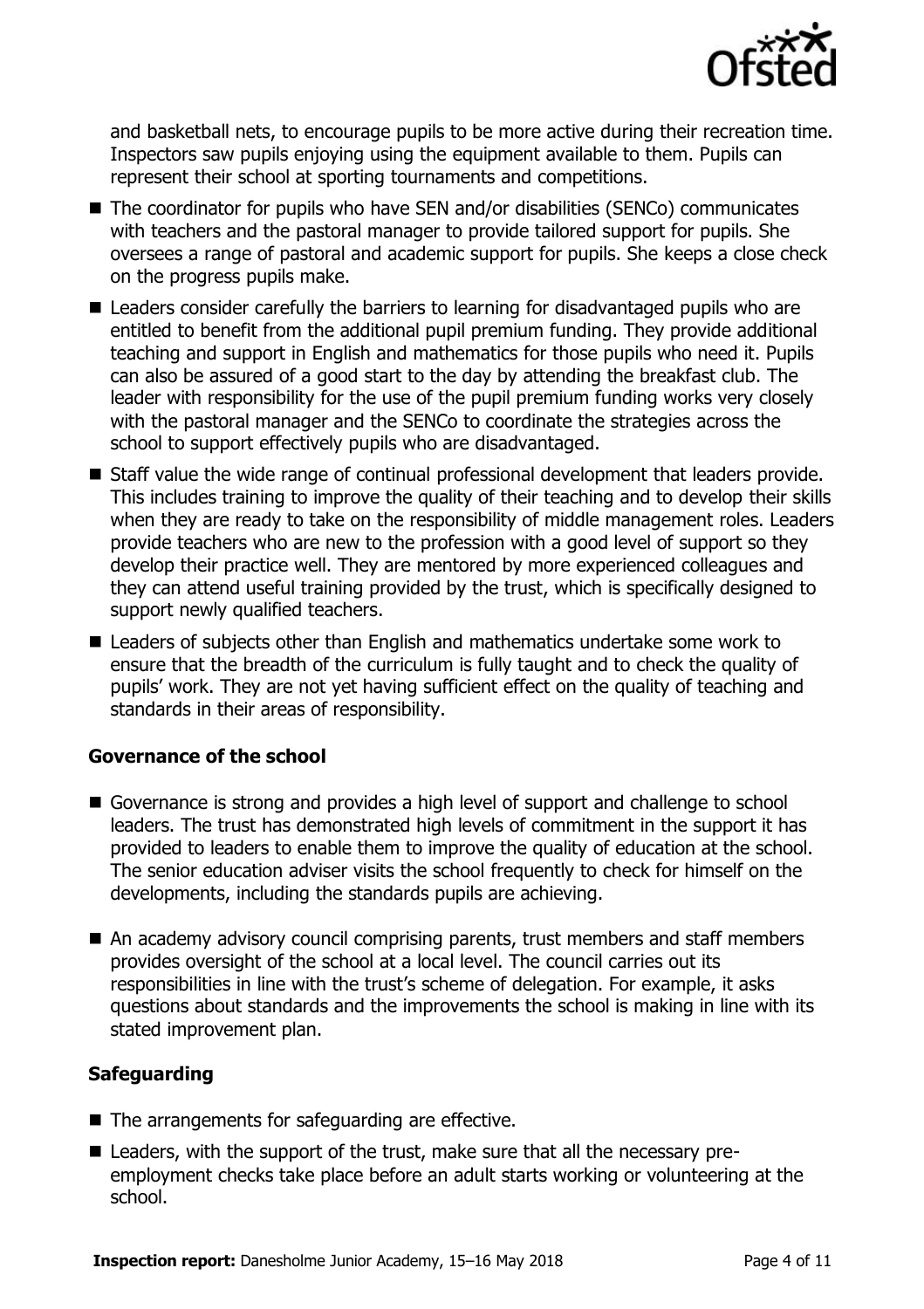and basketball nets, to encourage pupils to be more active during their recreation time. Inspectors saw pupils enjoying using the equipment available to them. Pupils can represent their school at sporting tournaments and competitions.

- The coordinator for pupils who have SEN and/or disabilities (SENCo) communicates with teachers and the pastoral manager to provide tailored support for pupils. She oversees a range of pastoral and academic support for pupils. She keeps a close check on the progress pupils make.
- Leaders consider carefully the barriers to learning for disadvantaged pupils who are entitled to benefit from the additional pupil premium funding. They provide additional teaching and support in English and mathematics for those pupils who need it. Pupils can also be assured of a good start to the day by attending the breakfast club. The leader with responsibility for the use of the pupil premium funding works very closely with the pastoral manager and the SENCo to coordinate the strategies across the school to support effectively pupils who are disadvantaged.
- Staff value the wide range of continual professional development that leaders provide. This includes training to improve the quality of their teaching and to develop their skills when they are ready to take on the responsibility of middle management roles. Leaders provide teachers who are new to the profession with a good level of support so they develop their practice well. They are mentored by more experienced colleagues and they can attend useful training provided by the trust, which is specifically designed to support newly qualified teachers.
- Leaders of subjects other than English and mathematics undertake some work to ensure that the breadth of the curriculum is fully taught and to check the quality of pupils' work. They are not yet having sufficient effect on the quality of teaching and standards in their areas of responsibility.

### Governance of the school

- Governance is strong and provides a high level of support and challenge to school leaders. The trust has demonstrated high levels of commitment in the support it has provided to leaders to enable them to improve the quality of education at the school. The senior education adviser visits the school frequently to check for himself on the developments, including the standards pupils are achieving.
- An academy advisory council comprising parents, trust members and staff members provides oversight of the school at a local level. The council carries out its responsibilities in line with the trust's scheme of delegation. For example, it asks questions about standards and the improvements the school is making in line with its stated improvement plan.

### Safeguarding

- The arrangements for safeguarding are effective.
- Leaders, with the support of the trust, make sure that all the necessary pre-employment checks take place before an adult starts working or volunteering at the school.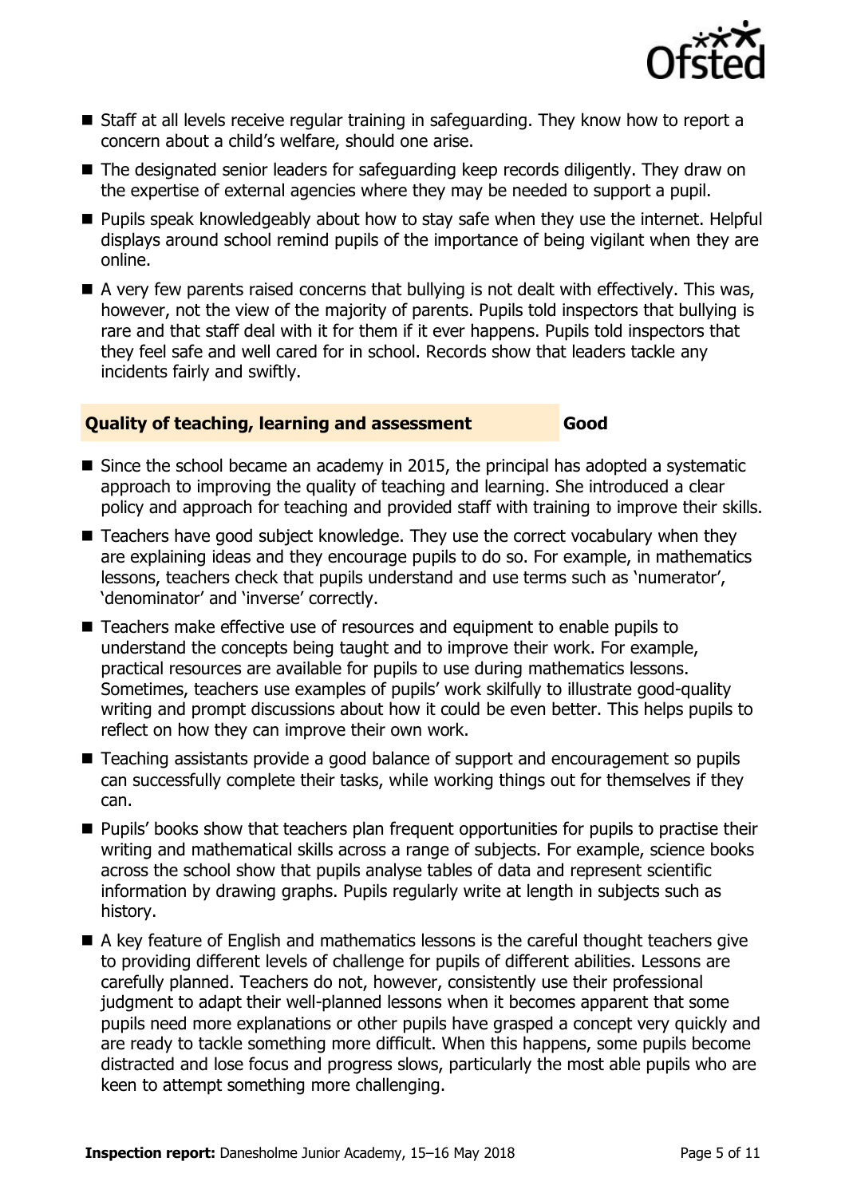- Staff at all levels receive regular training in safeguarding. They know how to report a concern about a child's welfare, should one arise.
- The designated senior leaders for safeguarding keep records diligently. They draw on the expertise of external agencies where they may be needed to support a pupil.
- Pupils speak knowledgeably about how to stay safe when they use the internet. Helpful displays around school remind pupils of the importance of being vigilant when they are online.
- A very few parents raised concerns that bullying is not dealt with effectively. This was, however, not the view of the majority of parents. Pupils told inspectors that bullying is rare and that staff deal with it for them if it ever happens. Pupils told inspectors that they feel safe and well cared for in school. Records show that leaders tackle any incidents fairly and swiftly.

## Quality of teaching, learning and assessment — Good

- Since the school became an academy in 2015, the principal has adopted a systematic approach to improving the quality of teaching and learning. She introduced a clear policy and approach for teaching and provided staff with training to improve their skills.
- Teachers have good subject knowledge. They use the correct vocabulary when they are explaining ideas and they encourage pupils to do so. For example, in mathematics lessons, teachers check that pupils understand and use terms such as 'numerator', 'denominator' and 'inverse' correctly.
- Teachers make effective use of resources and equipment to enable pupils to understand the concepts being taught and to improve their work. For example, practical resources are available for pupils to use during mathematics lessons. Sometimes, teachers use examples of pupils' work skilfully to illustrate good-quality writing and prompt discussions about how it could be even better. This helps pupils to reflect on how they can improve their own work.
- Teaching assistants provide a good balance of support and encouragement so pupils can successfully complete their tasks, while working things out for themselves if they can.
- Pupils' books show that teachers plan frequent opportunities for pupils to practise their writing and mathematical skills across a range of subjects. For example, science books across the school show that pupils analyse tables of data and represent scientific information by drawing graphs. Pupils regularly write at length in subjects such as history.
- A key feature of English and mathematics lessons is the careful thought teachers give to providing different levels of challenge for pupils of different abilities. Lessons are carefully planned. Teachers do not, however, consistently use their professional judgment to adapt their well-planned lessons when it becomes apparent that some pupils need more explanations or other pupils have grasped a concept very quickly and are ready to tackle something more difficult. When this happens, some pupils become distracted and lose focus and progress slows, particularly the most able pupils who are keen to attempt something more challenging.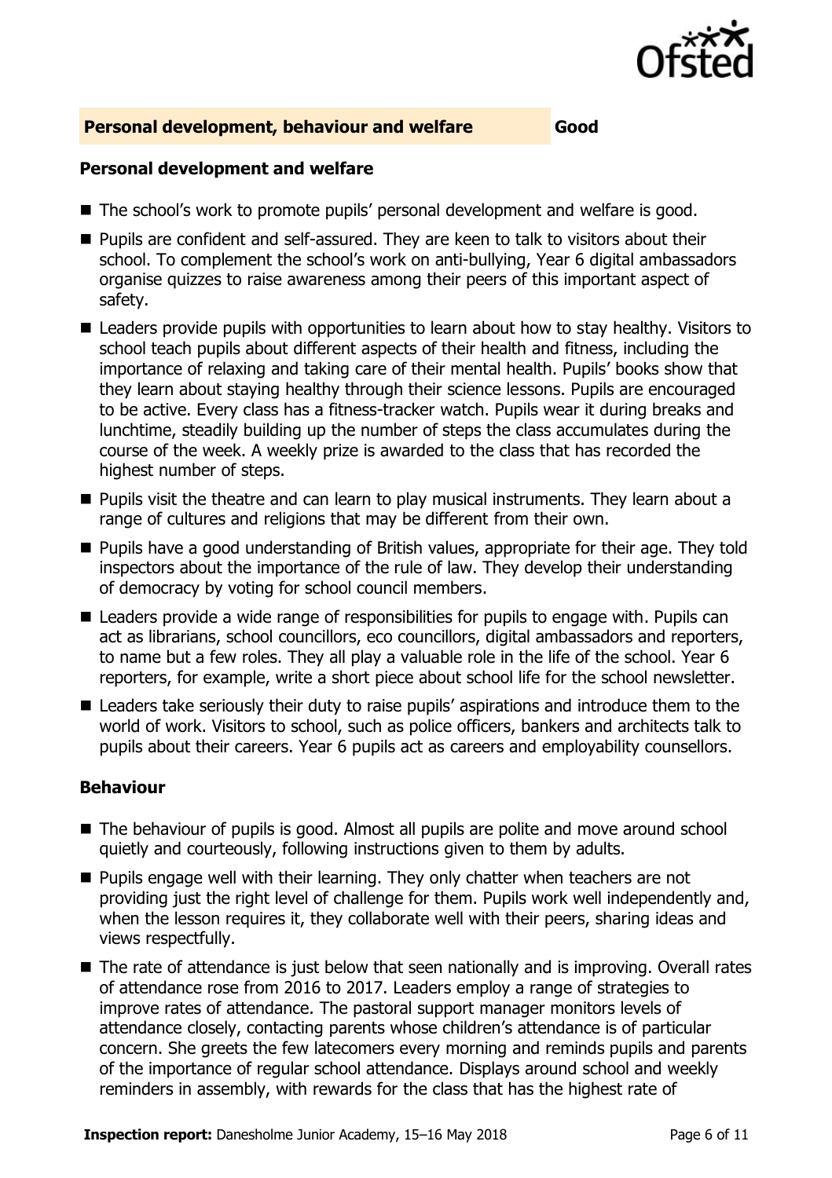## Personal development, behaviour and welfare — Good

### Personal development and welfare

- The school's work to promote pupils' personal development and welfare is good.
- Pupils are confident and self-assured. They are keen to talk to visitors about their school. To complement the school's work on anti-bullying, Year 6 digital ambassadors organise quizzes to raise awareness among their peers of this important aspect of safety.
- Leaders provide pupils with opportunities to learn about how to stay healthy. Visitors to school teach pupils about different aspects of their health and fitness, including the importance of relaxing and taking care of their mental health. Pupils' books show that they learn about staying healthy through their science lessons. Pupils are encouraged to be active. Every class has a fitness-tracker watch. Pupils wear it during breaks and lunchtime, steadily building up the number of steps the class accumulates during the course of the week. A weekly prize is awarded to the class that has recorded the highest number of steps.
- Pupils visit the theatre and can learn to play musical instruments. They learn about a range of cultures and religions that may be different from their own.
- Pupils have a good understanding of British values, appropriate for their age. They told inspectors about the importance of the rule of law. They develop their understanding of democracy by voting for school council members.
- Leaders provide a wide range of responsibilities for pupils to engage with. Pupils can act as librarians, school councillors, eco councillors, digital ambassadors and reporters, to name but a few roles. They all play a valuable role in the life of the school. Year 6 reporters, for example, write a short piece about school life for the school newsletter.
- Leaders take seriously their duty to raise pupils' aspirations and introduce them to the world of work. Visitors to school, such as police officers, bankers and architects talk to pupils about their careers. Year 6 pupils act as careers and employability counsellors.

### Behaviour

- The behaviour of pupils is good. Almost all pupils are polite and move around school quietly and courteously, following instructions given to them by adults.
- Pupils engage well with their learning. They only chatter when teachers are not providing just the right level of challenge for them. Pupils work well independently and, when the lesson requires it, they collaborate well with their peers, sharing ideas and views respectfully.
- The rate of attendance is just below that seen nationally and is improving. Overall rates of attendance rose from 2016 to 2017. Leaders employ a range of strategies to improve rates of attendance. The pastoral support manager monitors levels of attendance closely, contacting parents whose children's attendance is of particular concern. She greets the few latecomers every morning and reminds pupils and parents of the importance of regular school attendance. Displays around school and weekly reminders in assembly, with rewards for the class that has the highest rate of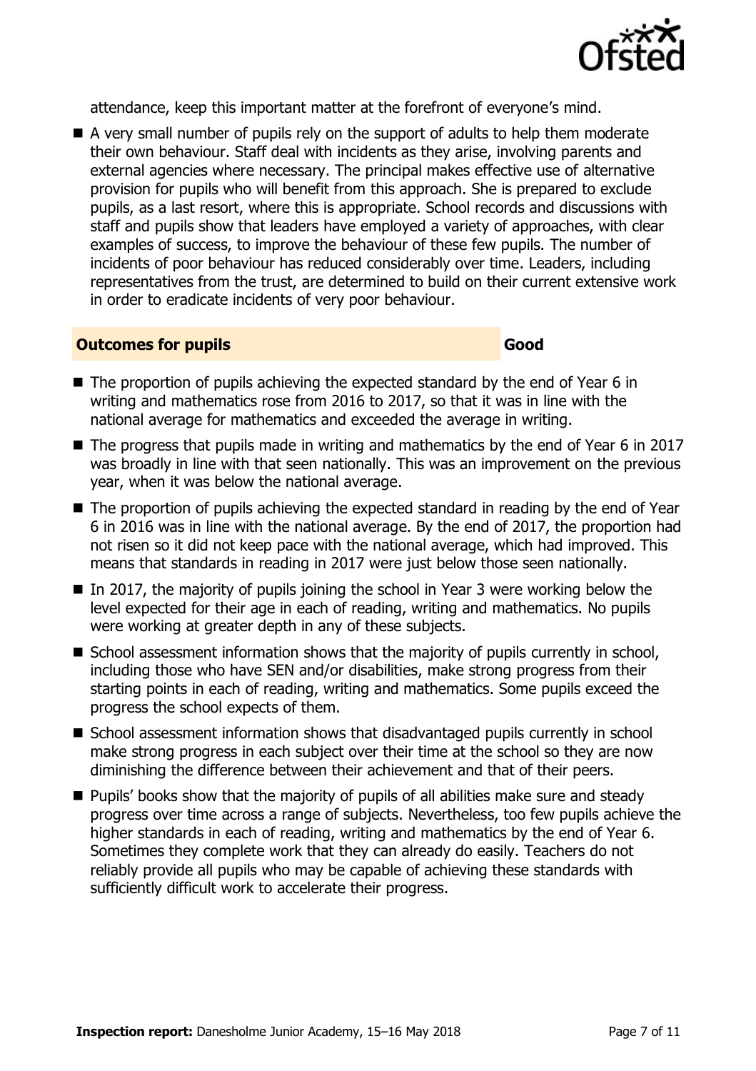attendance, keep this important matter at the forefront of everyone's mind.

- A very small number of pupils rely on the support of adults to help them moderate their own behaviour. Staff deal with incidents as they arise, involving parents and external agencies where necessary. The principal makes effective use of alternative provision for pupils who will benefit from this approach. She is prepared to exclude pupils, as a last resort, where this is appropriate. School records and discussions with staff and pupils show that leaders have employed a variety of approaches, with clear examples of success, to improve the behaviour of these few pupils. The number of incidents of poor behaviour has reduced considerably over time. Leaders, including representatives from the trust, are determined to build on their current extensive work in order to eradicate incidents of very poor behaviour.

## Outcomes for pupils — Good

- The proportion of pupils achieving the expected standard by the end of Year 6 in writing and mathematics rose from 2016 to 2017, so that it was in line with the national average for mathematics and exceeded the average in writing.
- The progress that pupils made in writing and mathematics by the end of Year 6 in 2017 was broadly in line with that seen nationally. This was an improvement on the previous year, when it was below the national average.
- The proportion of pupils achieving the expected standard in reading by the end of Year 6 in 2016 was in line with the national average. By the end of 2017, the proportion had not risen so it did not keep pace with the national average, which had improved. This means that standards in reading in 2017 were just below those seen nationally.
- In 2017, the majority of pupils joining the school in Year 3 were working below the level expected for their age in each of reading, writing and mathematics. No pupils were working at greater depth in any of these subjects.
- School assessment information shows that the majority of pupils currently in school, including those who have SEN and/or disabilities, make strong progress from their starting points in each of reading, writing and mathematics. Some pupils exceed the progress the school expects of them.
- School assessment information shows that disadvantaged pupils currently in school make strong progress in each subject over their time at the school so they are now diminishing the difference between their achievement and that of their peers.
- Pupils' books show that the majority of pupils of all abilities make sure and steady progress over time across a range of subjects. Nevertheless, too few pupils achieve the higher standards in each of reading, writing and mathematics by the end of Year 6. Sometimes they complete work that they can already do easily. Teachers do not reliably provide all pupils who may be capable of achieving these standards with sufficiently difficult work to accelerate their progress.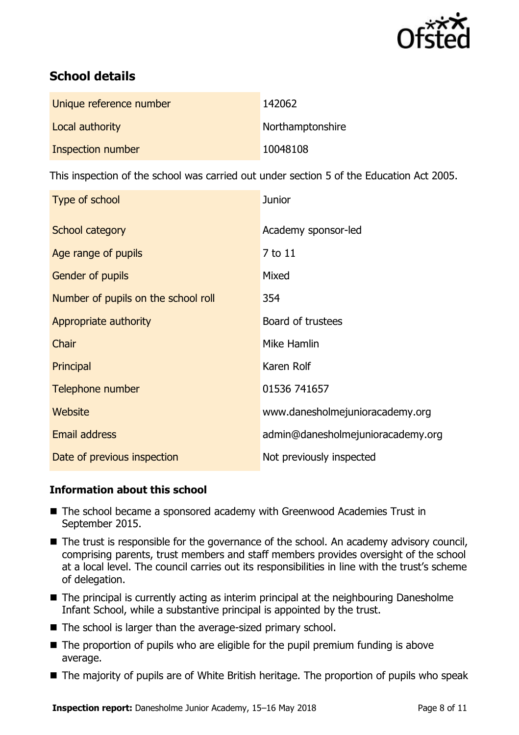## School details

| | |
|---|---|
| Unique reference number | 142062 |
| Local authority | Northamptonshire |
| Inspection number | 10048108 |

This inspection of the school was carried out under section 5 of the Education Act 2005.

| | |
|---|---|
| Type of school | Junior |
| School category | Academy sponsor-led |
| Age range of pupils | 7 to 11 |
| Gender of pupils | Mixed |
| Number of pupils on the school roll | 354 |
| Appropriate authority | Board of trustees |
| Chair | Mike Hamlin |
| Principal | Karen Rolf |
| Telephone number | 01536 741657 |
| Website | www.danesholmejunioracademy.org |
| Email address | admin@danesholmejunioracademy.org |
| Date of previous inspection | Not previously inspected |

### Information about this school

- The school became a sponsored academy with Greenwood Academies Trust in September 2015.
- The trust is responsible for the governance of the school. An academy advisory council, comprising parents, trust members and staff members provides oversight of the school at a local level. The council carries out its responsibilities in line with the trust's scheme of delegation.
- The principal is currently acting as interim principal at the neighbouring Danesholme Infant School, while a substantive principal is appointed by the trust.
- The school is larger than the average-sized primary school.
- The proportion of pupils who are eligible for the pupil premium funding is above average.
- The majority of pupils are of White British heritage. The proportion of pupils who speak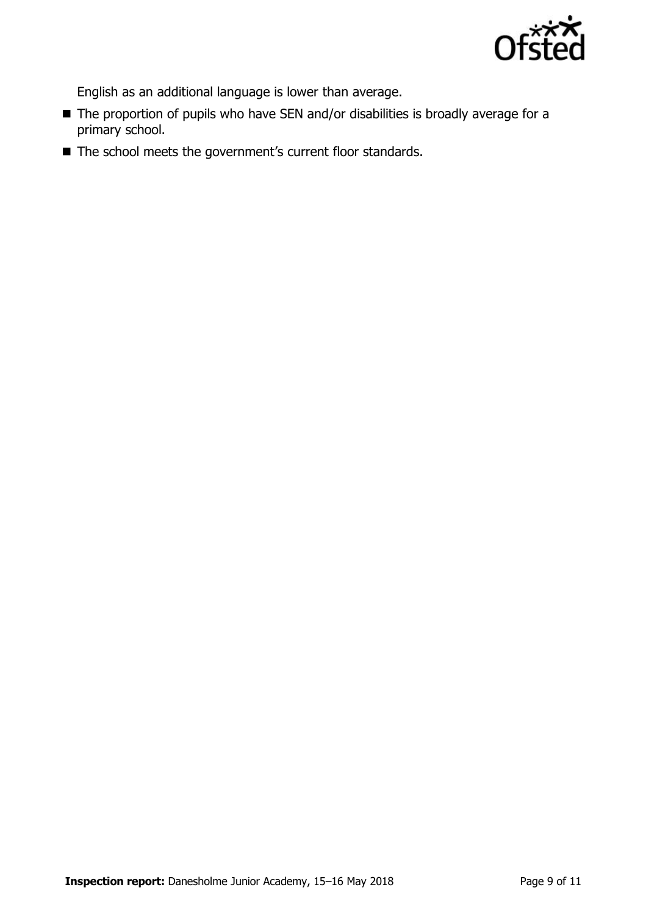English as an additional language is lower than average.

- The proportion of pupils who have SEN and/or disabilities is broadly average for a primary school.
- The school meets the government's current floor standards.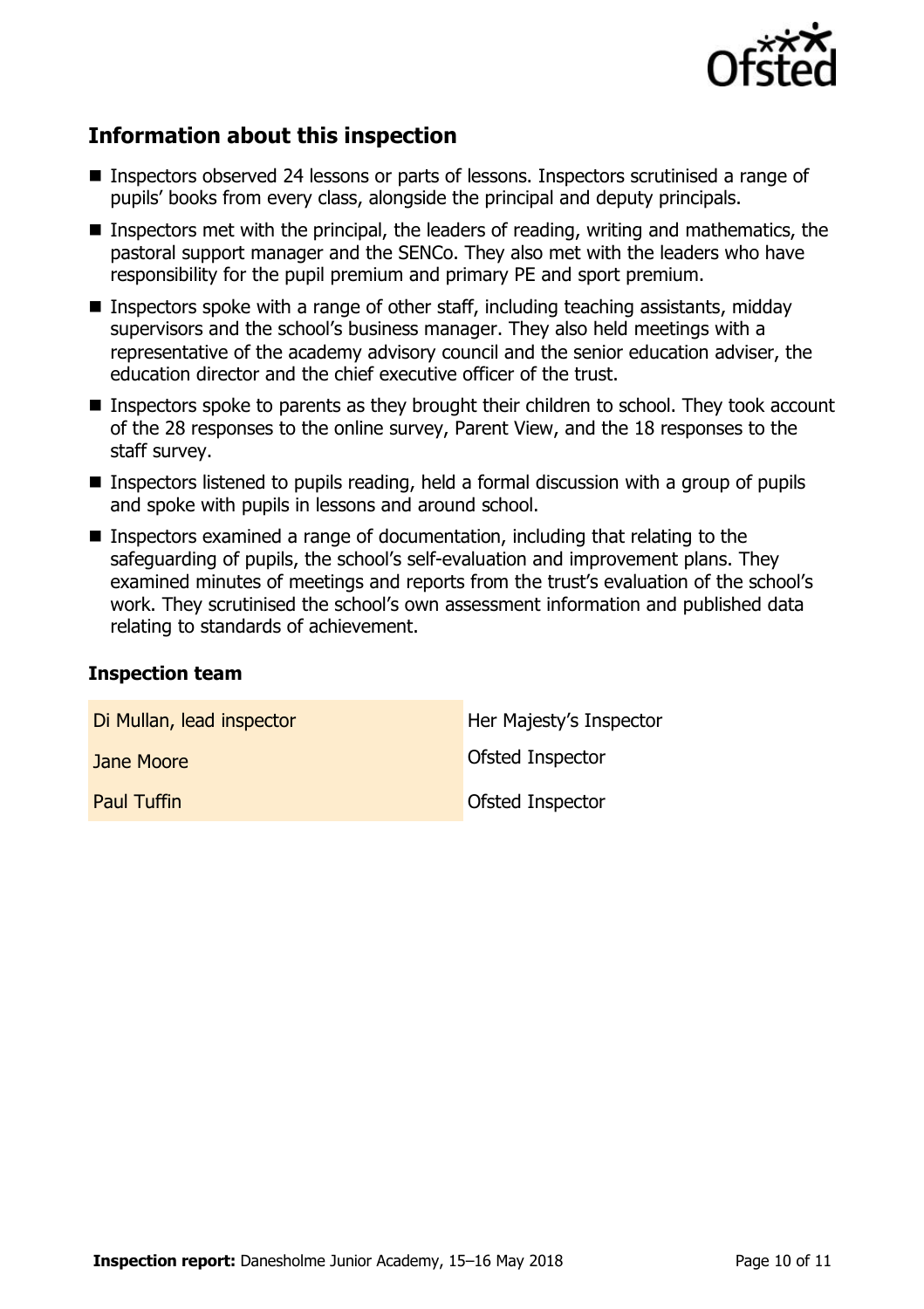## Information about this inspection

- Inspectors observed 24 lessons or parts of lessons. Inspectors scrutinised a range of pupils' books from every class, alongside the principal and deputy principals.
- Inspectors met with the principal, the leaders of reading, writing and mathematics, the pastoral support manager and the SENCo. They also met with the leaders who have responsibility for the pupil premium and primary PE and sport premium.
- Inspectors spoke with a range of other staff, including teaching assistants, midday supervisors and the school's business manager. They also held meetings with a representative of the academy advisory council and the senior education adviser, the education director and the chief executive officer of the trust.
- Inspectors spoke to parents as they brought their children to school. They took account of the 28 responses to the online survey, Parent View, and the 18 responses to the staff survey.
- Inspectors listened to pupils reading, held a formal discussion with a group of pupils and spoke with pupils in lessons and around school.
- Inspectors examined a range of documentation, including that relating to the safeguarding of pupils, the school's self-evaluation and improvement plans. They examined minutes of meetings and reports from the trust's evaluation of the school's work. They scrutinised the school's own assessment information and published data relating to standards of achievement.

### Inspection team

| | |
|---|---|
| Di Mullan, lead inspector | Her Majesty's Inspector |
| Jane Moore | Ofsted Inspector |
| Paul Tuffin | Ofsted Inspector |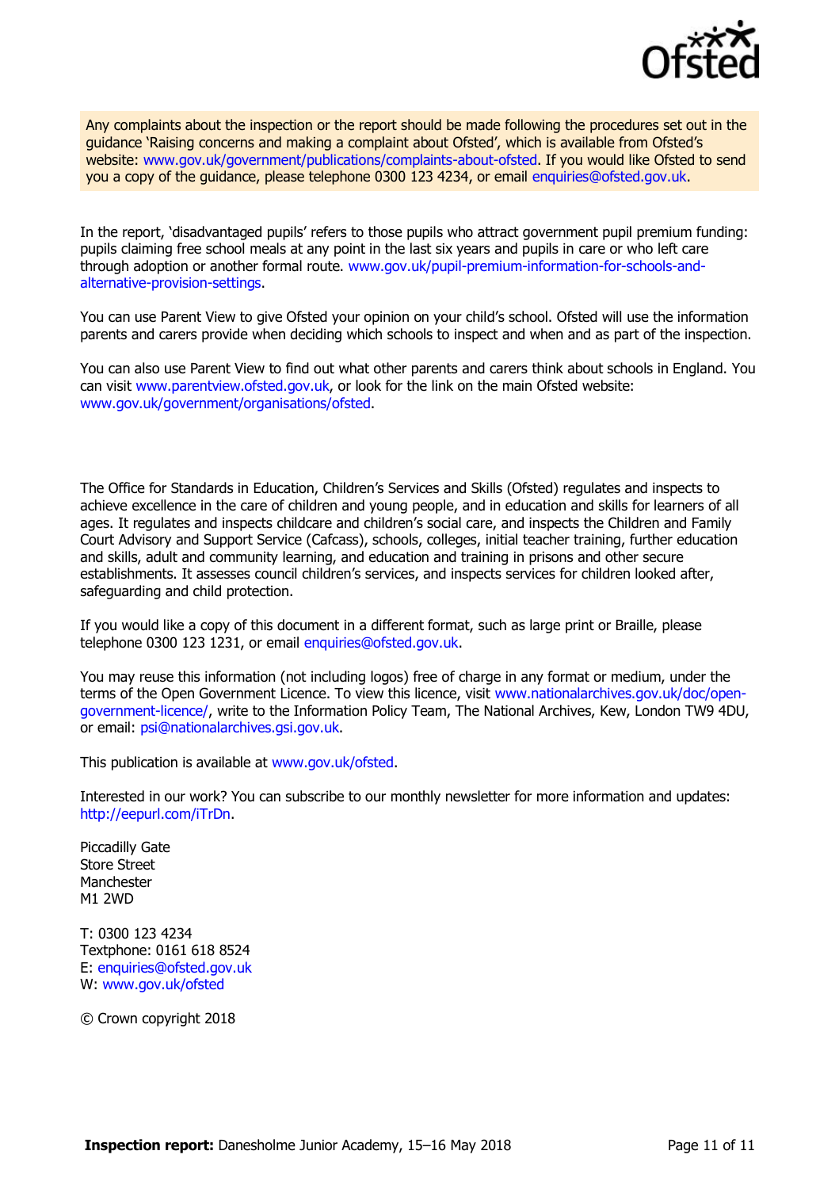Any complaints about the inspection or the report should be made following the procedures set out in the guidance 'Raising concerns and making a complaint about Ofsted', which is available from Ofsted's website: www.gov.uk/government/publications/complaints-about-ofsted. If you would like Ofsted to send you a copy of the guidance, please telephone 0300 123 4234, or email enquiries@ofsted.gov.uk.

In the report, 'disadvantaged pupils' refers to those pupils who attract government pupil premium funding: pupils claiming free school meals at any point in the last six years and pupils in care or who left care through adoption or another formal route. www.gov.uk/pupil-premium-information-for-schools-and-alternative-provision-settings.

You can use Parent View to give Ofsted your opinion on your child's school. Ofsted will use the information parents and carers provide when deciding which schools to inspect and when and as part of the inspection.

You can also use Parent View to find out what other parents and carers think about schools in England. You can visit www.parentview.ofsted.gov.uk, or look for the link on the main Ofsted website: www.gov.uk/government/organisations/ofsted.

The Office for Standards in Education, Children's Services and Skills (Ofsted) regulates and inspects to achieve excellence in the care of children and young people, and in education and skills for learners of all ages. It regulates and inspects childcare and children's social care, and inspects the Children and Family Court Advisory and Support Service (Cafcass), schools, colleges, initial teacher training, further education and skills, adult and community learning, and education and training in prisons and other secure establishments. It assesses council children's services, and inspects services for children looked after, safeguarding and child protection.

If you would like a copy of this document in a different format, such as large print or Braille, please telephone 0300 123 1231, or email enquiries@ofsted.gov.uk.

You may reuse this information (not including logos) free of charge in any format or medium, under the terms of the Open Government Licence. To view this licence, visit www.nationalarchives.gov.uk/doc/open-government-licence/, write to the Information Policy Team, The National Archives, Kew, London TW9 4DU, or email: psi@nationalarchives.gsi.gov.uk.

This publication is available at www.gov.uk/ofsted.

Interested in our work? You can subscribe to our monthly newsletter for more information and updates: http://eepurl.com/iTrDn.

Piccadilly Gate  
Store Street  
Manchester  
M1 2WD

T: 0300 123 4234  
Textphone: 0161 618 8524  
E: enquiries@ofsted.gov.uk  
W: www.gov.uk/ofsted

© Crown copyright 2018